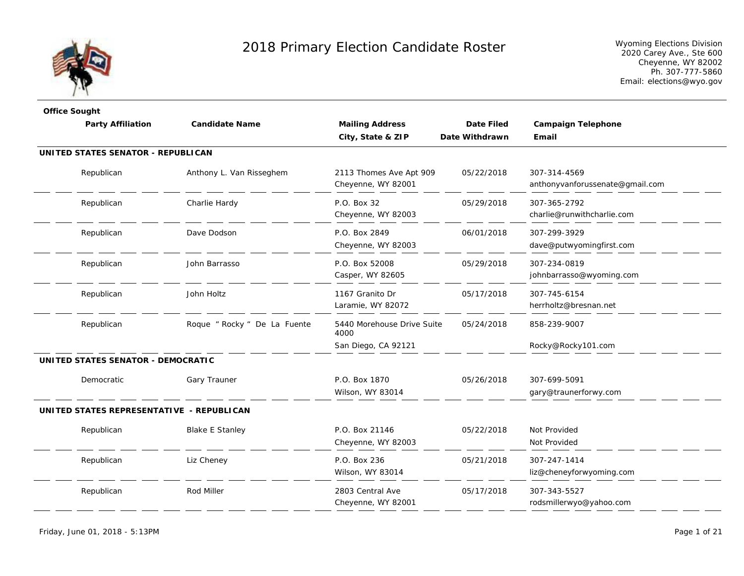# 2018 Primary Election Candidate Roster

Wyoming Elections Division
2020 Carey Ave., Ste 600
Cheyenne, WY 82002
Ph. 307-777-5860
Email: elections@wyo.gov

| Office Sought / Party Affiliation | Candidate Name | Mailing Address / City, State & ZIP | Date Filed / Date Withdrawn | Campaign Telephone / Email |
|---|---|---|---|---|
| **UNITED STATES SENATOR - REPUBLICAN** | | | | |
| Republican | Anthony L. Van Risseghem | 2113 Thomes Ave Apt 909<br>Cheyenne, WY 82001 | 05/22/2018 | 307-314-4569<br>anthonyvanforussenate@gmail.com |
| Republican | Charlie Hardy | P.O. Box 32<br>Cheyenne, WY 82003 | 05/29/2018 | 307-365-2792<br>charlie@runwithcharlie.com |
| Republican | Dave Dodson | P.O. Box 2849<br>Cheyenne, WY 82003 | 06/01/2018 | 307-299-3929<br>dave@putwyomingfirst.com |
| Republican | John Barrasso | P.O. Box 52008<br>Casper, WY 82605 | 05/29/2018 | 307-234-0819<br>johnbarrasso@wyoming.com |
| Republican | John Holtz | 1167 Granito Dr<br>Laramie, WY 82072 | 05/17/2018 | 307-745-6154<br>herrholtz@bresnan.net |
| Republican | Roque " Rocky " De La Fuente | 5440 Morehouse Drive Suite 4000<br>San Diego, CA 92121 | 05/24/2018 | 858-239-9007<br>Rocky@Rocky101.com |
| **UNITED STATES SENATOR - DEMOCRATIC** | | | | |
| Democratic | Gary Trauner | P.O. Box 1870<br>Wilson, WY 83014 | 05/26/2018 | 307-699-5091<br>gary@traunerforwy.com |
| **UNITED STATES REPRESENTATIVE - REPUBLICAN** | | | | |
| Republican | Blake E Stanley | P.O. Box 21146<br>Cheyenne, WY 82003 | 05/22/2018 | Not Provided<br>Not Provided |
| Republican | Liz Cheney | P.O. Box 236<br>Wilson, WY 83014 | 05/21/2018 | 307-247-1414<br>liz@cheneyforwyoming.com |
| Republican | Rod Miller | 2803 Central Ave<br>Cheyenne, WY 82001 | 05/17/2018 | 307-343-5527<br>rodsmillerwyo@yahoo.com |

Friday, June 01, 2018 - 5:13PM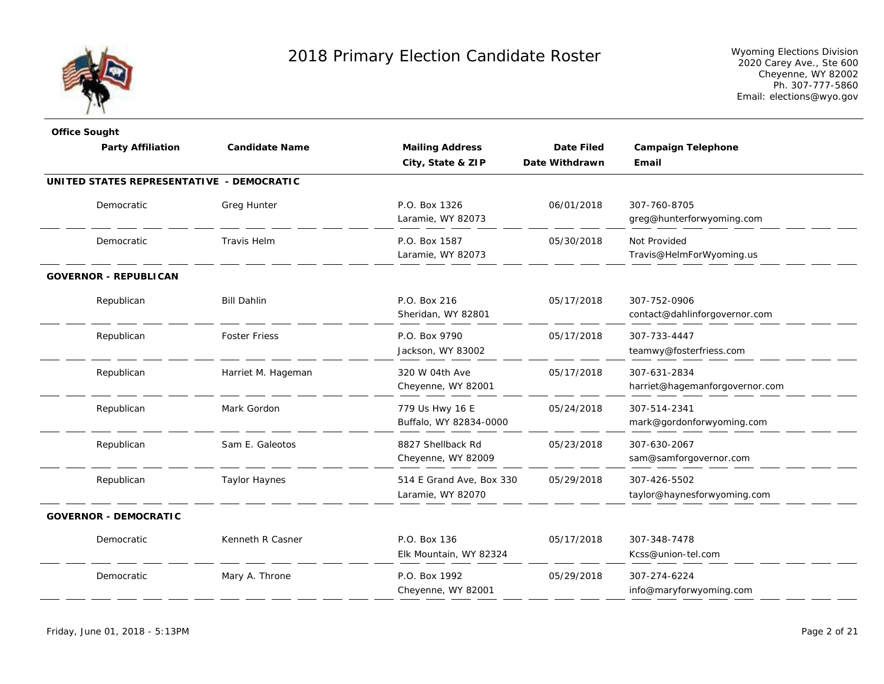# 2018 Primary Election Candidate Roster

Wyoming Elections Division
2020 Carey Ave., Ste 600
Cheyenne, WY 82002
Ph. 307-777-5860
Email: elections@wyo.gov

| Party Affiliation | Candidate Name | Mailing Address<br>City, State & ZIP | Date Filed<br>Date Withdrawn | Campaign Telephone<br>Email |
|---|---|---|---|---|
| **UNITED STATES REPRESENTATIVE - DEMOCRATIC** | | | | |
| Democratic | Greg Hunter | P.O. Box 1326<br>Laramie, WY 82073 | 06/01/2018 | 307-760-8705<br>greg@hunterforwyoming.com |
| Democratic | Travis Helm | P.O. Box 1587<br>Laramie, WY 82073 | 05/30/2018 | Not Provided<br>Travis@HelmForWyoming.us |
| **GOVERNOR - REPUBLICAN** | | | | |
| Republican | Bill Dahlin | P.O. Box 216<br>Sheridan, WY 82801 | 05/17/2018 | 307-752-0906<br>contact@dahlinforgovernor.com |
| Republican | Foster Friess | P.O. Box 9790<br>Jackson, WY 83002 | 05/17/2018 | 307-733-4447<br>teamwy@fosterfriess.com |
| Republican | Harriet M. Hageman | 320 W 04th Ave<br>Cheyenne, WY 82001 | 05/17/2018 | 307-631-2834<br>harriet@hagemanforgovernor.com |
| Republican | Mark Gordon | 779 Us Hwy 16 E<br>Buffalo, WY 82834-0000 | 05/24/2018 | 307-514-2341<br>mark@gordonforwyoming.com |
| Republican | Sam E. Galeotos | 8827 Shellback Rd<br>Cheyenne, WY 82009 | 05/23/2018 | 307-630-2067<br>sam@samforgovernor.com |
| Republican | Taylor Haynes | 514 E Grand Ave, Box 330<br>Laramie, WY 82070 | 05/29/2018 | 307-426-5502<br>taylor@haynesforwyoming.com |
| **GOVERNOR - DEMOCRATIC** | | | | |
| Democratic | Kenneth R Casner | P.O. Box 136<br>Elk Mountain, WY 82324 | 05/17/2018 | 307-348-7478<br>Kcss@union-tel.com |
| Democratic | Mary A. Throne | P.O. Box 1992<br>Cheyenne, WY 82001 | 05/29/2018 | 307-274-6224<br>info@maryforwyoming.com |

Friday, June 01, 2018 - 5:13PM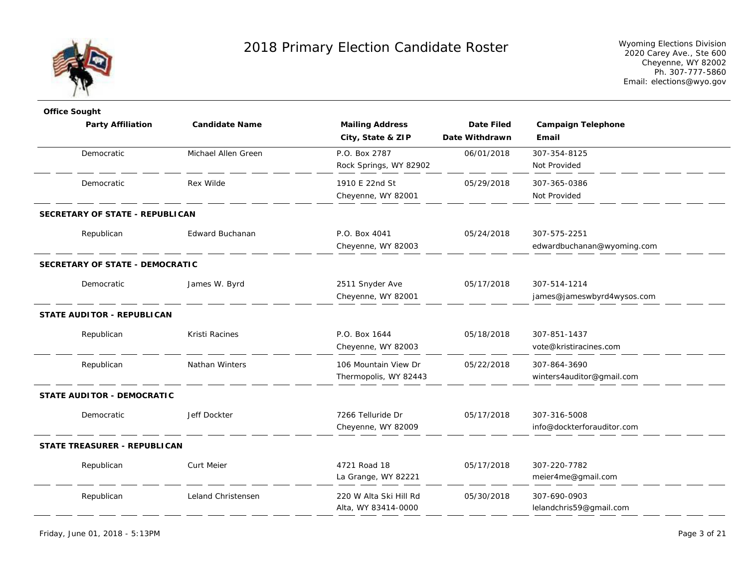# 2018 Primary Election Candidate Roster

Wyoming Elections Division
2020 Carey Ave., Ste 600
Cheyenne, WY 82002
Ph. 307-777-5860
Email: elections@wyo.gov

| Party Affiliation | Candidate Name | Mailing Address / City, State & ZIP | Date Filed / Date Withdrawn | Campaign Telephone / Email |
|---|---|---|---|---|
| Democratic | Michael Allen Green | P.O. Box 2787<br>Rock Springs, WY 82902 | 06/01/2018 | 307-354-8125<br>Not Provided |
| Democratic | Rex Wilde | 1910 E 22nd St<br>Cheyenne, WY 82001 | 05/29/2018 | 307-365-0386<br>Not Provided |
| **SECRETARY OF STATE - REPUBLICAN** | | | | |
| Republican | Edward Buchanan | P.O. Box 4041<br>Cheyenne, WY 82003 | 05/24/2018 | 307-575-2251<br>edwardbuchanan@wyoming.com |
| **SECRETARY OF STATE - DEMOCRATIC** | | | | |
| Democratic | James W. Byrd | 2511 Snyder Ave<br>Cheyenne, WY 82001 | 05/17/2018 | 307-514-1214<br>james@jameswbyrd4wysos.com |
| **STATE AUDITOR - REPUBLICAN** | | | | |
| Republican | Kristi Racines | P.O. Box 1644<br>Cheyenne, WY 82003 | 05/18/2018 | 307-851-1437<br>vote@kristiracines.com |
| Republican | Nathan Winters | 106 Mountain View Dr<br>Thermopolis, WY 82443 | 05/22/2018 | 307-864-3690<br>winters4auditor@gmail.com |
| **STATE AUDITOR - DEMOCRATIC** | | | | |
| Democratic | Jeff Dockter | 7266 Telluride Dr<br>Cheyenne, WY 82009 | 05/17/2018 | 307-316-5008<br>info@dockterforauditor.com |
| **STATE TREASURER - REPUBLICAN** | | | | |
| Republican | Curt Meier | 4721 Road 18<br>La Grange, WY 82221 | 05/17/2018 | 307-220-7782<br>meier4me@gmail.com |
| Republican | Leland Christensen | 220 W Alta Ski Hill Rd<br>Alta, WY 83414-0000 | 05/30/2018 | 307-690-0903<br>lelandchris59@gmail.com |

Friday, June 01, 2018 - 5:13PM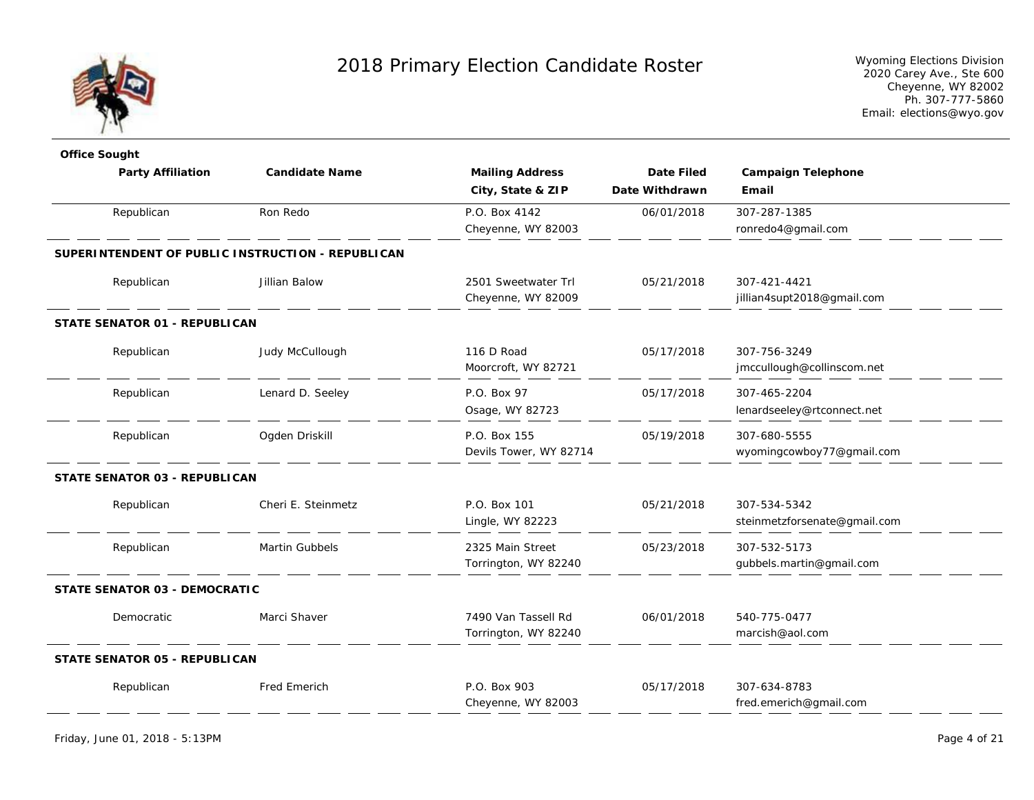# 2018 Primary Election Candidate Roster

Wyoming Elections Division
2020 Carey Ave., Ste 600
Cheyenne, WY 82002
Ph. 307-777-5860
Email: elections@wyo.gov

| Party Affiliation | Candidate Name | Mailing Address / City, State & ZIP | Date Filed / Date Withdrawn | Campaign Telephone / Email |
|---|---|---|---|---|
| Republican | Ron Redo | P.O. Box 4142<br>Cheyenne, WY 82003 | 06/01/2018 | 307-287-1385<br>ronredo4@gmail.com |

## SUPERINTENDENT OF PUBLIC INSTRUCTION - REPUBLICAN

| Party Affiliation | Candidate Name | Mailing Address / City, State & ZIP | Date Filed / Date Withdrawn | Campaign Telephone / Email |
|---|---|---|---|---|
| Republican | Jillian Balow | 2501 Sweetwater Trl<br>Cheyenne, WY 82009 | 05/21/2018 | 307-421-4421<br>jillian4supt2018@gmail.com |

## STATE SENATOR 01 - REPUBLICAN

| Party Affiliation | Candidate Name | Mailing Address / City, State & ZIP | Date Filed / Date Withdrawn | Campaign Telephone / Email |
|---|---|---|---|---|
| Republican | Judy McCullough | 116 D Road<br>Moorcroft, WY 82721 | 05/17/2018 | 307-756-3249<br>jmccullough@collinscom.net |
| Republican | Lenard D. Seeley | P.O. Box 97<br>Osage, WY 82723 | 05/17/2018 | 307-465-2204<br>lenardseeley@rtconnect.net |
| Republican | Ogden Driskill | P.O. Box 155<br>Devils Tower, WY 82714 | 05/19/2018 | 307-680-5555<br>wyomingcowboy77@gmail.com |

## STATE SENATOR 03 - REPUBLICAN

| Party Affiliation | Candidate Name | Mailing Address / City, State & ZIP | Date Filed / Date Withdrawn | Campaign Telephone / Email |
|---|---|---|---|---|
| Republican | Cheri E. Steinmetz | P.O. Box 101<br>Lingle, WY 82223 | 05/21/2018 | 307-534-5342<br>steinmetzforsenate@gmail.com |
| Republican | Martin Gubbels | 2325 Main Street<br>Torrington, WY 82240 | 05/23/2018 | 307-532-5173<br>gubbels.martin@gmail.com |

## STATE SENATOR 03 - DEMOCRATIC

| Party Affiliation | Candidate Name | Mailing Address / City, State & ZIP | Date Filed / Date Withdrawn | Campaign Telephone / Email |
|---|---|---|---|---|
| Democratic | Marci Shaver | 7490 Van Tassell Rd<br>Torrington, WY 82240 | 06/01/2018 | 540-775-0477<br>marcish@aol.com |

## STATE SENATOR 05 - REPUBLICAN

| Party Affiliation | Candidate Name | Mailing Address / City, State & ZIP | Date Filed / Date Withdrawn | Campaign Telephone / Email |
|---|---|---|---|---|
| Republican | Fred Emerich | P.O. Box 903<br>Cheyenne, WY 82003 | 05/17/2018 | 307-634-8783<br>fred.emerich@gmail.com |

Friday, June 01, 2018 - 5:13PM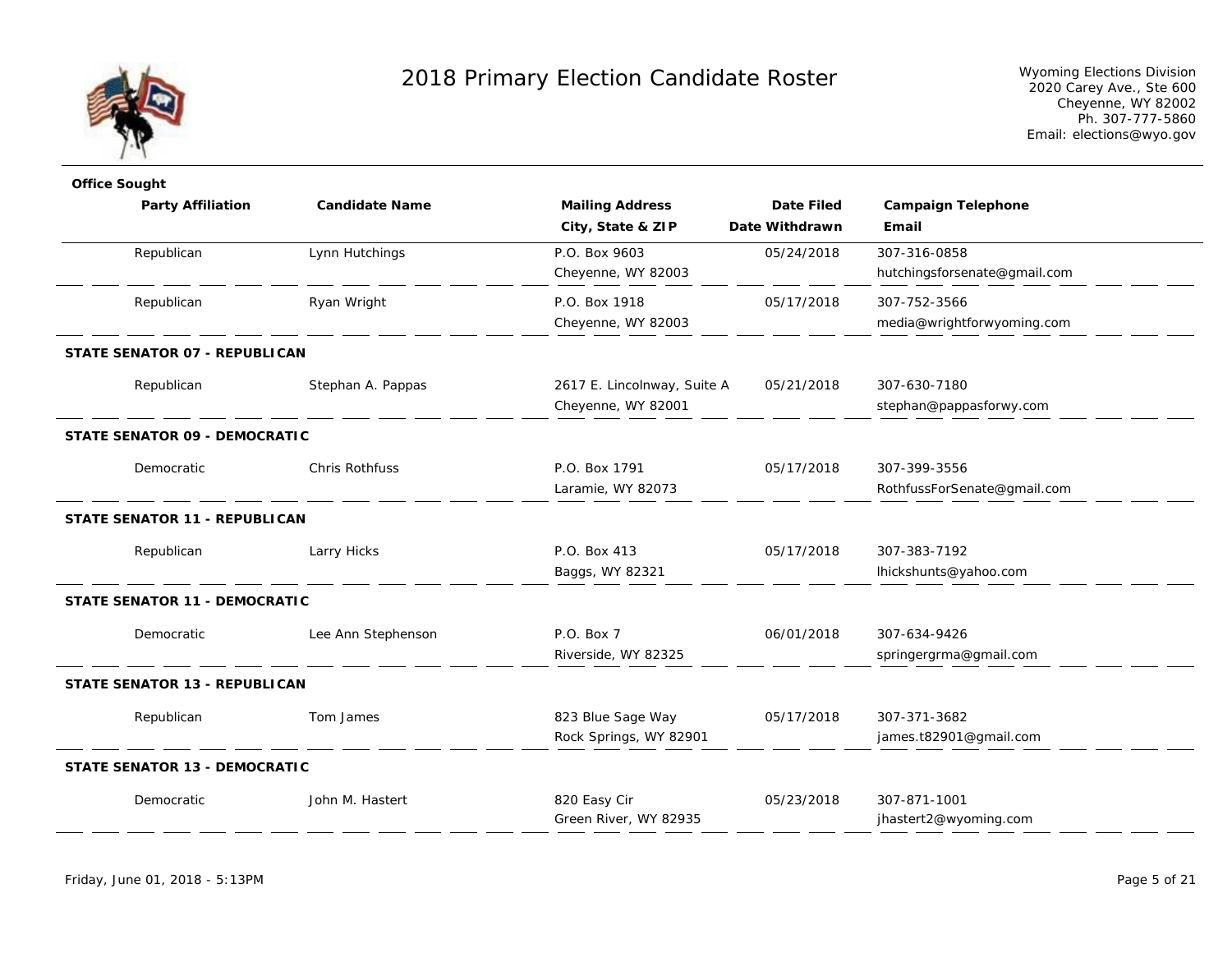# 2018 Primary Election Candidate Roster

Wyoming Elections Division
2020 Carey Ave., Ste 600
Cheyenne, WY 82002
Ph. 307-777-5860
Email: elections@wyo.gov

**Office Sought**

| Party Affiliation | Candidate Name | Mailing Address / City, State & ZIP | Date Filed / Date Withdrawn | Campaign Telephone / Email |
|---|---|---|---|---|
| Republican | Lynn Hutchings | P.O. Box 9603<br>Cheyenne, WY 82003 | 05/24/2018 | 307-316-0858<br>hutchingsforsenate@gmail.com |
| Republican | Ryan Wright | P.O. Box 1918<br>Cheyenne, WY 82003 | 05/17/2018 | 307-752-3566<br>media@wrightforwyoming.com |
| **STATE SENATOR 07 - REPUBLICAN** | | | | |
| Republican | Stephan A. Pappas | 2617 E. Lincolnway, Suite A<br>Cheyenne, WY 82001 | 05/21/2018 | 307-630-7180<br>stephan@pappasforwy.com |
| **STATE SENATOR 09 - DEMOCRATIC** | | | | |
| Democratic | Chris Rothfuss | P.O. Box 1791<br>Laramie, WY 82073 | 05/17/2018 | 307-399-3556<br>RothfussForSenate@gmail.com |
| **STATE SENATOR 11 - REPUBLICAN** | | | | |
| Republican | Larry Hicks | P.O. Box 413<br>Baggs, WY 82321 | 05/17/2018 | 307-383-7192<br>lhickshunts@yahoo.com |
| **STATE SENATOR 11 - DEMOCRATIC** | | | | |
| Democratic | Lee Ann Stephenson | P.O. Box 7<br>Riverside, WY 82325 | 06/01/2018 | 307-634-9426<br>springergrma@gmail.com |
| **STATE SENATOR 13 - REPUBLICAN** | | | | |
| Republican | Tom James | 823 Blue Sage Way<br>Rock Springs, WY 82901 | 05/17/2018 | 307-371-3682<br>james.t82901@gmail.com |
| **STATE SENATOR 13 - DEMOCRATIC** | | | | |
| Democratic | John M. Hastert | 820 Easy Cir<br>Green River, WY 82935 | 05/23/2018 | 307-871-1001<br>jhastert2@wyoming.com |

Friday, June 01, 2018 - 5:13PM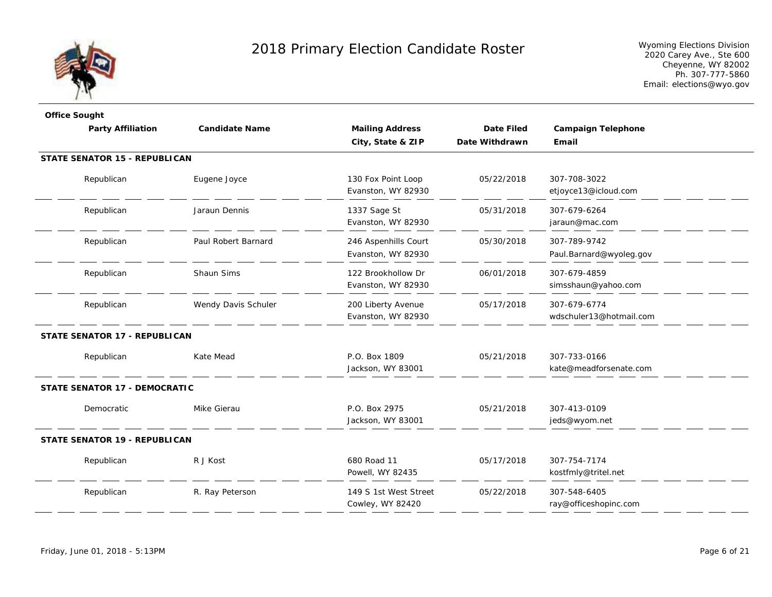# 2018 Primary Election Candidate Roster

Wyoming Elections Division
2020 Carey Ave., Ste 600
Cheyenne, WY 82002
Ph. 307-777-5860
Email: elections@wyo.gov

| Party Affiliation | Candidate Name | Mailing Address / City, State & ZIP | Date Filed / Date Withdrawn | Campaign Telephone / Email |
|---|---|---|---|---|
| **STATE SENATOR 15 - REPUBLICAN** | | | | |
| Republican | Eugene Joyce | 130 Fox Point Loop, Evanston, WY 82930 | 05/22/2018 | 307-708-3022, etjoyce13@icloud.com |
| Republican | Jaraun Dennis | 1337 Sage St, Evanston, WY 82930 | 05/31/2018 | 307-679-6264, jaraun@mac.com |
| Republican | Paul Robert Barnard | 246 Aspenhills Court, Evanston, WY 82930 | 05/30/2018 | 307-789-9742, Paul.Barnard@wyoleg.gov |
| Republican | Shaun Sims | 122 Brookhollow Dr, Evanston, WY 82930 | 06/01/2018 | 307-679-4859, simsshaun@yahoo.com |
| Republican | Wendy Davis Schuler | 200 Liberty Avenue, Evanston, WY 82930 | 05/17/2018 | 307-679-6774, wdschuler13@hotmail.com |
| **STATE SENATOR 17 - REPUBLICAN** | | | | |
| Republican | Kate Mead | P.O. Box 1809, Jackson, WY 83001 | 05/21/2018 | 307-733-0166, kate@meadforsenate.com |
| **STATE SENATOR 17 - DEMOCRATIC** | | | | |
| Democratic | Mike Gierau | P.O. Box 2975, Jackson, WY 83001 | 05/21/2018 | 307-413-0109, jeds@wyom.net |
| **STATE SENATOR 19 - REPUBLICAN** | | | | |
| Republican | R J Kost | 680 Road 11, Powell, WY 82435 | 05/17/2018 | 307-754-7174, kostfmly@tritel.net |
| Republican | R. Ray Peterson | 149 S 1st West Street, Cowley, WY 82420 | 05/22/2018 | 307-548-6405, ray@officeshopinc.com |

Friday, June 01, 2018 - 5:13PM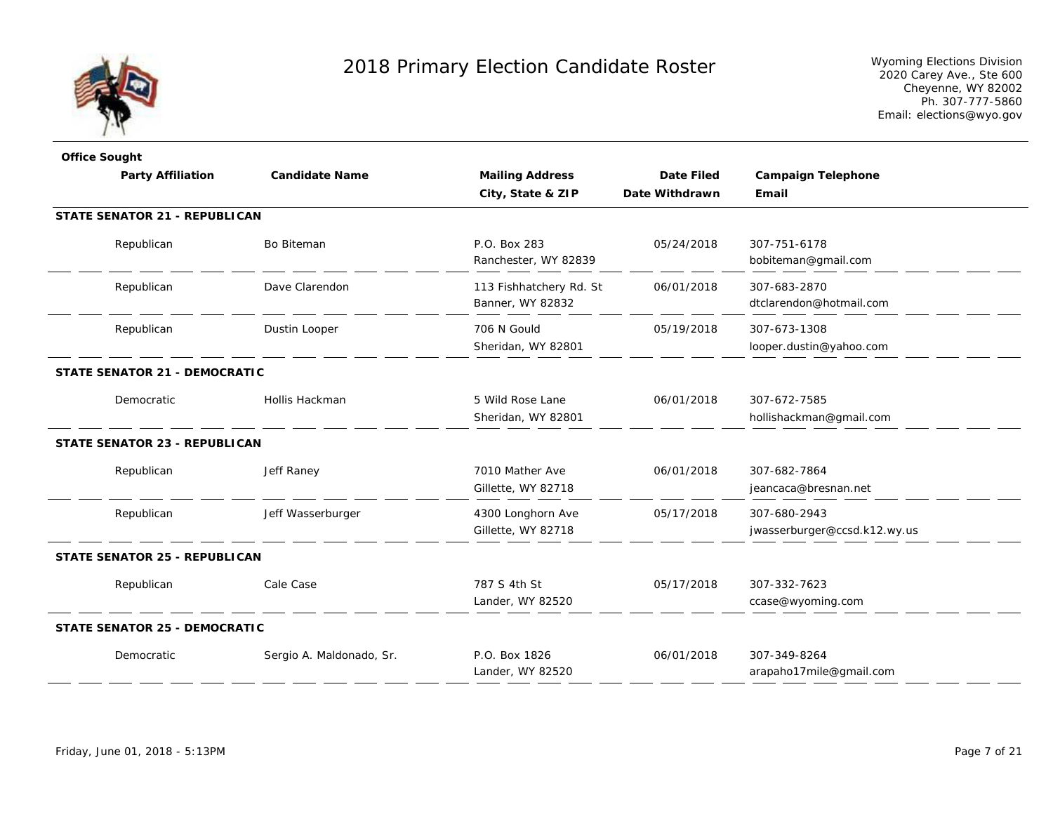# 2018 Primary Election Candidate Roster

Wyoming Elections Division
2020 Carey Ave., Ste 600
Cheyenne, WY 82002
Ph. 307-777-5860
Email: elections@wyo.gov

| Office Sought / Party Affiliation | Candidate Name | Mailing Address / City, State & ZIP | Date Filed / Date Withdrawn | Campaign Telephone / Email |
|---|---|---|---|---|
| **STATE SENATOR 21 - REPUBLICAN** | | | | |
| Republican | Bo Biteman | P.O. Box 283<br>Ranchester, WY 82839 | 05/24/2018 | 307-751-6178<br>bobiteman@gmail.com |
| Republican | Dave Clarendon | 113 Fishhatchery Rd. St<br>Banner, WY 82832 | 06/01/2018 | 307-683-2870<br>dtclarendon@hotmail.com |
| Republican | Dustin Looper | 706 N Gould<br>Sheridan, WY 82801 | 05/19/2018 | 307-673-1308<br>looper.dustin@yahoo.com |
| **STATE SENATOR 21 - DEMOCRATIC** | | | | |
| Democratic | Hollis Hackman | 5 Wild Rose Lane<br>Sheridan, WY 82801 | 06/01/2018 | 307-672-7585<br>hollishackman@gmail.com |
| **STATE SENATOR 23 - REPUBLICAN** | | | | |
| Republican | Jeff Raney | 7010 Mather Ave<br>Gillette, WY 82718 | 06/01/2018 | 307-682-7864<br>jeancaca@bresnan.net |
| Republican | Jeff Wasserburger | 4300 Longhorn Ave<br>Gillette, WY 82718 | 05/17/2018 | 307-680-2943<br>jwasserburger@ccsd.k12.wy.us |
| **STATE SENATOR 25 - REPUBLICAN** | | | | |
| Republican | Cale Case | 787 S 4th St<br>Lander, WY 82520 | 05/17/2018 | 307-332-7623<br>ccase@wyoming.com |
| **STATE SENATOR 25 - DEMOCRATIC** | | | | |
| Democratic | Sergio A. Maldonado, Sr. | P.O. Box 1826<br>Lander, WY 82520 | 06/01/2018 | 307-349-8264<br>arapaho17mile@gmail.com |

Friday, June 01, 2018 - 5:13PM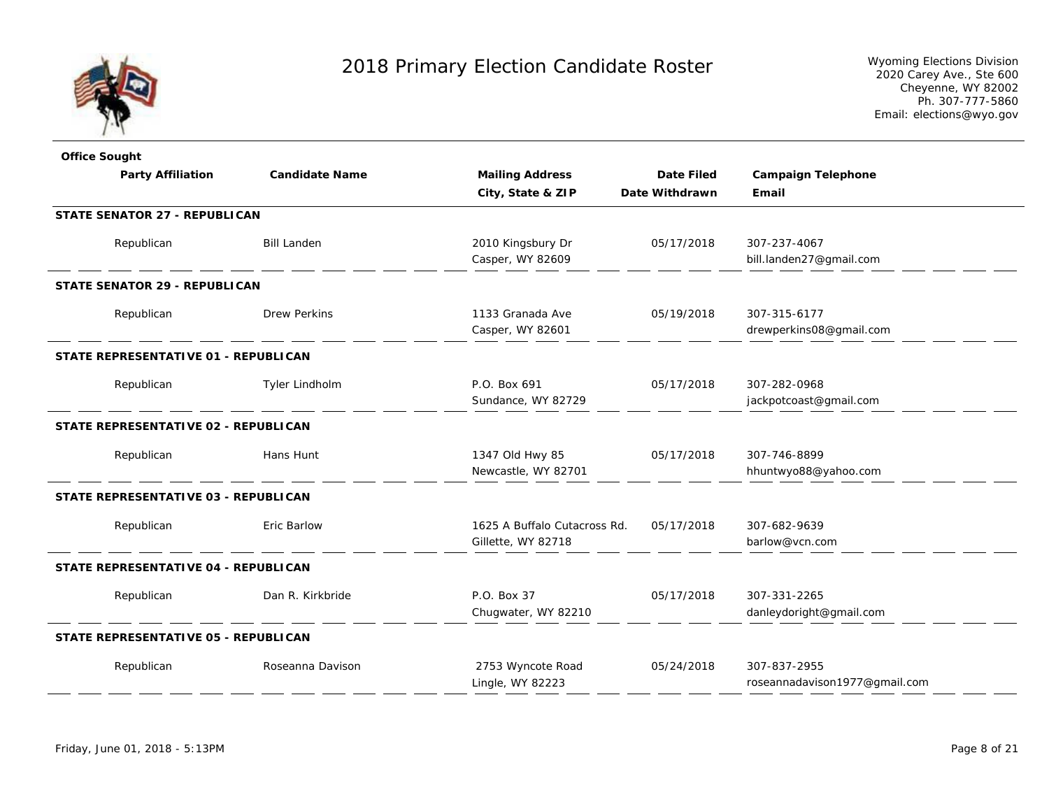# 2018 Primary Election Candidate Roster

Wyoming Elections Division
2020 Carey Ave., Ste 600
Cheyenne, WY 82002
Ph. 307-777-5860
Email: elections@wyo.gov

| Party Affiliation | Candidate Name | Mailing Address / City, State & ZIP | Date Filed / Date Withdrawn | Campaign Telephone / Email |
|---|---|---|---|---|
| **STATE SENATOR 27 - REPUBLICAN** | | | | |
| Republican | Bill Landen | 2010 Kingsbury Dr<br>Casper, WY 82609 | 05/17/2018 | 307-237-4067<br>bill.landen27@gmail.com |
| **STATE SENATOR 29 - REPUBLICAN** | | | | |
| Republican | Drew Perkins | 1133 Granada Ave<br>Casper, WY 82601 | 05/19/2018 | 307-315-6177<br>drewperkins08@gmail.com |
| **STATE REPRESENTATIVE 01 - REPUBLICAN** | | | | |
| Republican | Tyler Lindholm | P.O. Box 691<br>Sundance, WY 82729 | 05/17/2018 | 307-282-0968<br>jackpotcoast@gmail.com |
| **STATE REPRESENTATIVE 02 - REPUBLICAN** | | | | |
| Republican | Hans Hunt | 1347 Old Hwy 85<br>Newcastle, WY 82701 | 05/17/2018 | 307-746-8899<br>hhuntwyo88@yahoo.com |
| **STATE REPRESENTATIVE 03 - REPUBLICAN** | | | | |
| Republican | Eric Barlow | 1625 A Buffalo Cutacross Rd.<br>Gillette, WY 82718 | 05/17/2018 | 307-682-9639<br>barlow@vcn.com |
| **STATE REPRESENTATIVE 04 - REPUBLICAN** | | | | |
| Republican | Dan R. Kirkbride | P.O. Box 37<br>Chugwater, WY 82210 | 05/17/2018 | 307-331-2265<br>danleydoright@gmail.com |
| **STATE REPRESENTATIVE 05 - REPUBLICAN** | | | | |
| Republican | Roseanna Davison | 2753 Wyncote Road<br>Lingle, WY 82223 | 05/24/2018 | 307-837-2955<br>roseannadavison1977@gmail.com |

Friday, June 01, 2018 - 5:13PM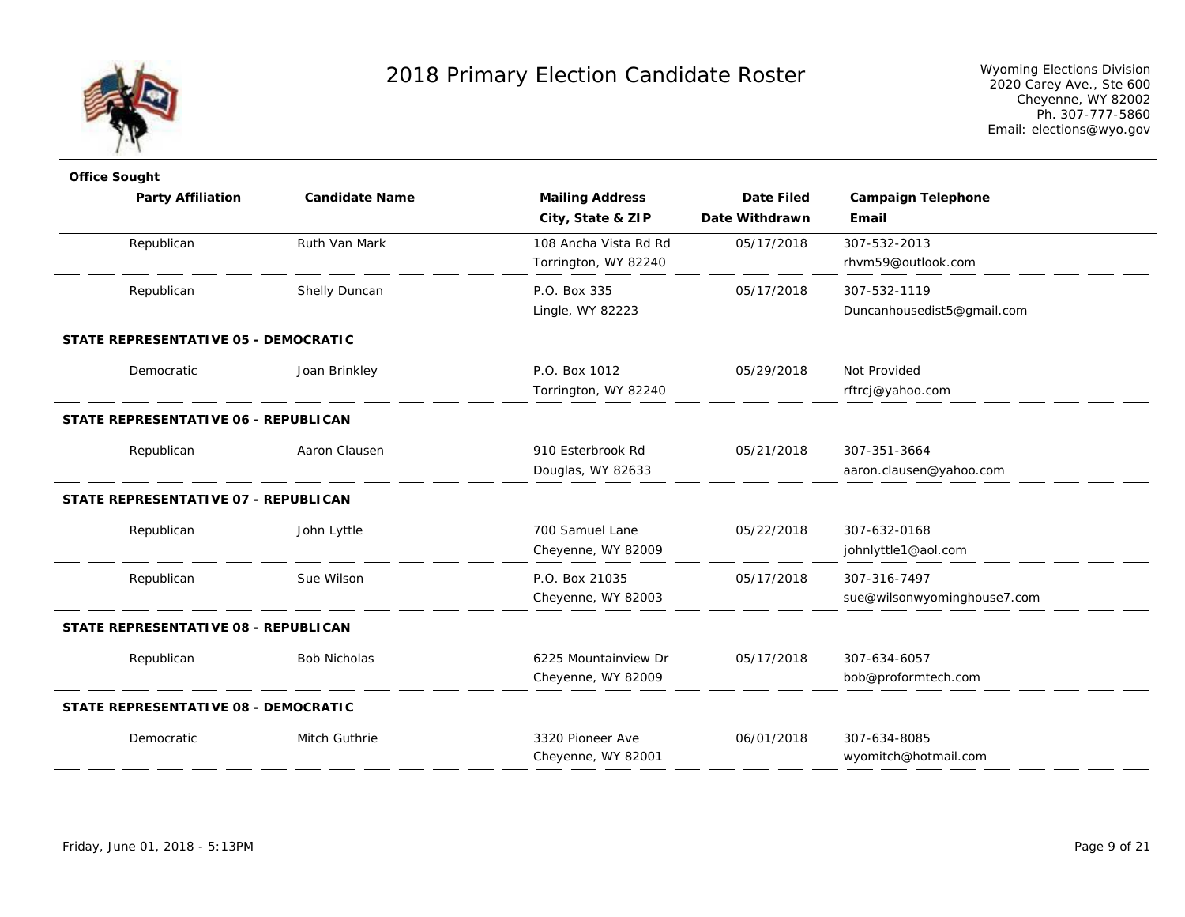# 2018 Primary Election Candidate Roster

Wyoming Elections Division
2020 Carey Ave., Ste 600
Cheyenne, WY 82002
Ph. 307-777-5860
Email: elections@wyo.gov

| Office Sought / Party Affiliation | Candidate Name | Mailing Address / City, State & ZIP | Date Filed / Date Withdrawn | Campaign Telephone / Email |
|---|---|---|---|---|
| Republican | Ruth Van Mark | 108 Ancha Vista Rd Rd<br>Torrington, WY 82240 | 05/17/2018 | 307-532-2013<br>rhvm59@outlook.com |
| Republican | Shelly Duncan | P.O. Box 335<br>Lingle, WY 82223 | 05/17/2018 | 307-532-1119<br>Duncanhousedist5@gmail.com |
| **STATE REPRESENTATIVE 05 - DEMOCRATIC** | | | | |
| Democratic | Joan Brinkley | P.O. Box 1012<br>Torrington, WY 82240 | 05/29/2018 | Not Provided<br>rftrcj@yahoo.com |
| **STATE REPRESENTATIVE 06 - REPUBLICAN** | | | | |
| Republican | Aaron Clausen | 910 Esterbrook Rd<br>Douglas, WY 82633 | 05/21/2018 | 307-351-3664<br>aaron.clausen@yahoo.com |
| **STATE REPRESENTATIVE 07 - REPUBLICAN** | | | | |
| Republican | John Lyttle | 700 Samuel Lane<br>Cheyenne, WY 82009 | 05/22/2018 | 307-632-0168<br>johnlyttle1@aol.com |
| Republican | Sue Wilson | P.O. Box 21035<br>Cheyenne, WY 82003 | 05/17/2018 | 307-316-7497<br>sue@wilsonwyominghouse7.com |
| **STATE REPRESENTATIVE 08 - REPUBLICAN** | | | | |
| Republican | Bob Nicholas | 6225 Mountainview Dr<br>Cheyenne, WY 82009 | 05/17/2018 | 307-634-6057<br>bob@proformtech.com |
| **STATE REPRESENTATIVE 08 - DEMOCRATIC** | | | | |
| Democratic | Mitch Guthrie | 3320 Pioneer Ave<br>Cheyenne, WY 82001 | 06/01/2018 | 307-634-8085<br>wyomitch@hotmail.com |

Friday, June 01, 2018 - 5:13PM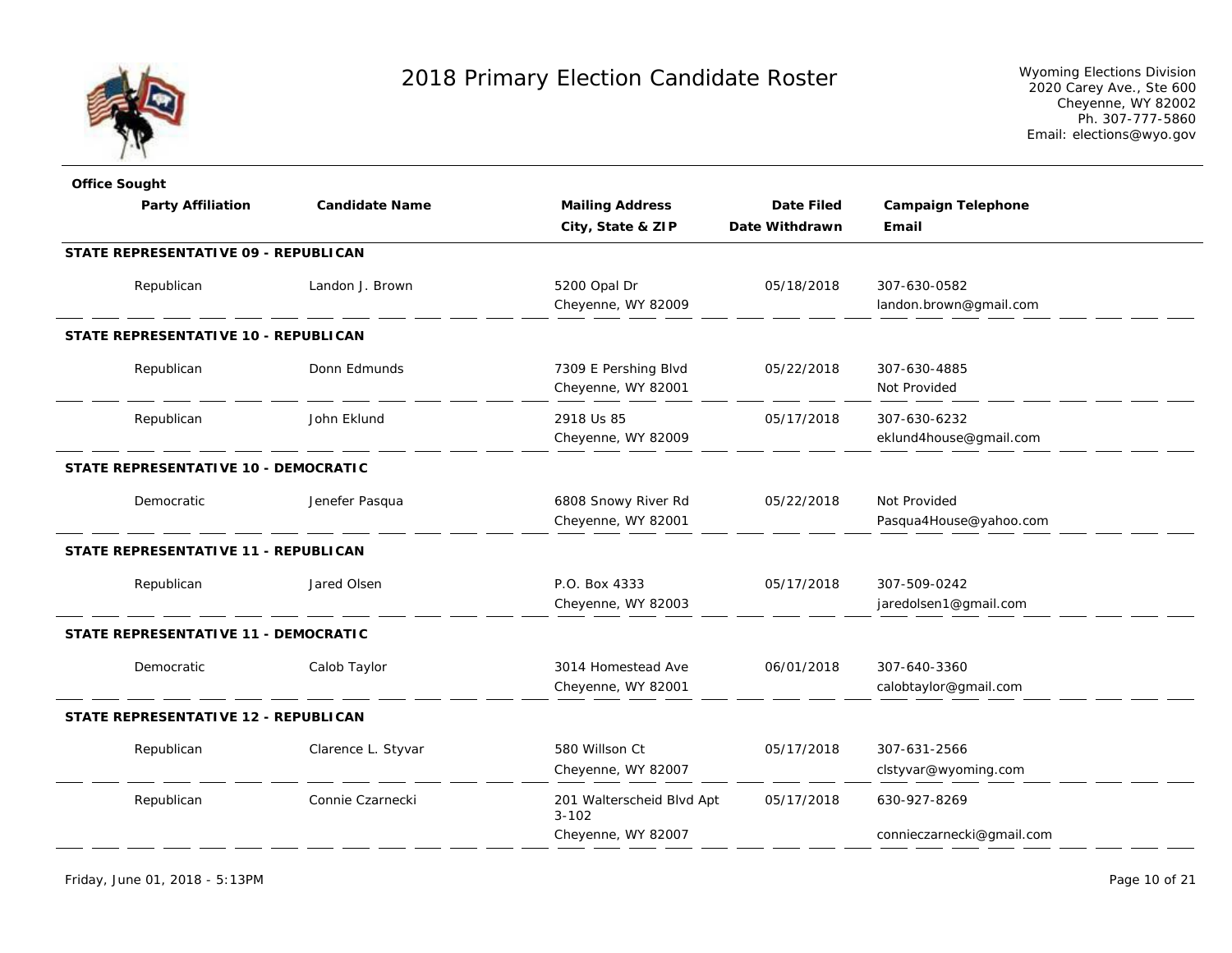# 2018 Primary Election Candidate Roster

Wyoming Elections Division
2020 Carey Ave., Ste 600
Cheyenne, WY 82002
Ph. 307-777-5860
Email: elections@wyo.gov

| Office Sought / Party Affiliation | Candidate Name | Mailing Address / City, State & ZIP | Date Filed / Date Withdrawn | Campaign Telephone / Email |
|---|---|---|---|---|
| **STATE REPRESENTATIVE 09 - REPUBLICAN** | | | | |
| Republican | Landon J. Brown | 5200 Opal Dr<br>Cheyenne, WY 82009 | 05/18/2018 | 307-630-0582<br>landon.brown@gmail.com |
| **STATE REPRESENTATIVE 10 - REPUBLICAN** | | | | |
| Republican | Donn Edmunds | 7309 E Pershing Blvd<br>Cheyenne, WY 82001 | 05/22/2018 | 307-630-4885<br>Not Provided |
| Republican | John Eklund | 2918 Us 85<br>Cheyenne, WY 82009 | 05/17/2018 | 307-630-6232<br>eklund4house@gmail.com |
| **STATE REPRESENTATIVE 10 - DEMOCRATIC** | | | | |
| Democratic | Jenefer Pasqua | 6808 Snowy River Rd<br>Cheyenne, WY 82001 | 05/22/2018 | Not Provided<br>Pasqua4House@yahoo.com |
| **STATE REPRESENTATIVE 11 - REPUBLICAN** | | | | |
| Republican | Jared Olsen | P.O. Box 4333<br>Cheyenne, WY 82003 | 05/17/2018 | 307-509-0242<br>jaredolsen1@gmail.com |
| **STATE REPRESENTATIVE 11 - DEMOCRATIC** | | | | |
| Democratic | Calob Taylor | 3014 Homestead Ave<br>Cheyenne, WY 82001 | 06/01/2018 | 307-640-3360<br>calobtaylor@gmail.com |
| **STATE REPRESENTATIVE 12 - REPUBLICAN** | | | | |
| Republican | Clarence L. Styvar | 580 Willson Ct<br>Cheyenne, WY 82007 | 05/17/2018 | 307-631-2566<br>clstyvar@wyoming.com |
| Republican | Connie Czarnecki | 201 Walterscheid Blvd Apt 3-102<br>Cheyenne, WY 82007 | 05/17/2018 | 630-927-8269<br>connieczarnecki@gmail.com |

Friday, June 01, 2018 - 5:13PM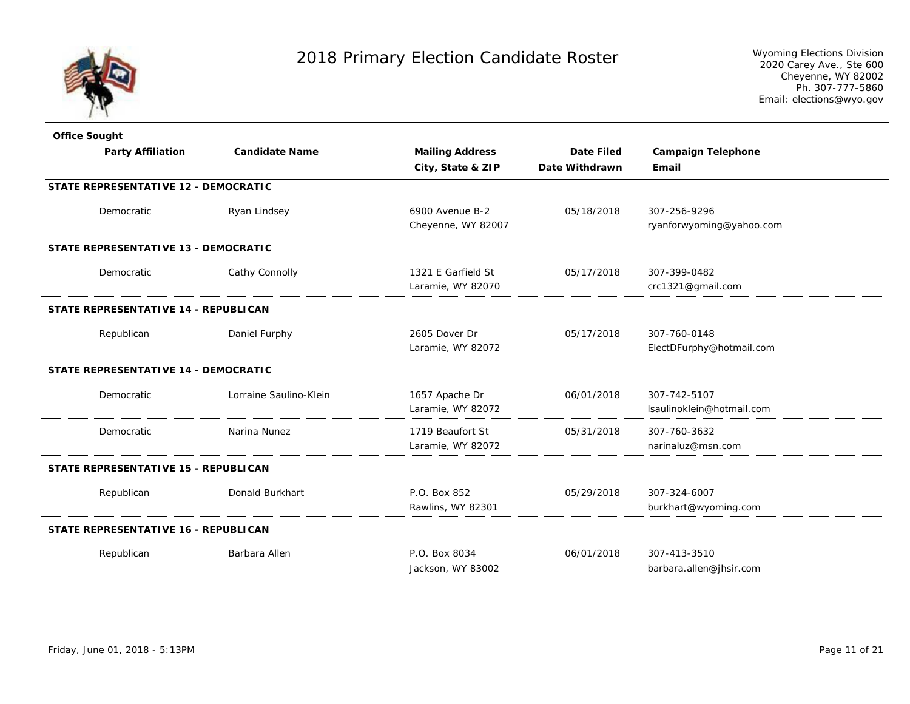# 2018 Primary Election Candidate Roster

Wyoming Elections Division
2020 Carey Ave., Ste 600
Cheyenne, WY 82002
Ph. 307-777-5860
Email: elections@wyo.gov

| Office Sought / Party Affiliation | Candidate Name | Mailing Address / City, State & ZIP | Date Filed / Date Withdrawn | Campaign Telephone / Email |
|---|---|---|---|---|
| **STATE REPRESENTATIVE 12 - DEMOCRATIC** | | | | |
| Democratic | Ryan Lindsey | 6900 Avenue B-2<br>Cheyenne, WY 82007 | 05/18/2018 | 307-256-9296<br>ryanforwyoming@yahoo.com |
| **STATE REPRESENTATIVE 13 - DEMOCRATIC** | | | | |
| Democratic | Cathy Connolly | 1321 E Garfield St<br>Laramie, WY 82070 | 05/17/2018 | 307-399-0482<br>crc1321@gmail.com |
| **STATE REPRESENTATIVE 14 - REPUBLICAN** | | | | |
| Republican | Daniel Furphy | 2605 Dover Dr<br>Laramie, WY 82072 | 05/17/2018 | 307-760-0148<br>ElectDFurphy@hotmail.com |
| **STATE REPRESENTATIVE 14 - DEMOCRATIC** | | | | |
| Democratic | Lorraine Saulino-Klein | 1657 Apache Dr<br>Laramie, WY 82072 | 06/01/2018 | 307-742-5107<br>lsaulinoklein@hotmail.com |
| Democratic | Narina Nunez | 1719 Beaufort St<br>Laramie, WY 82072 | 05/31/2018 | 307-760-3632<br>narinaluz@msn.com |
| **STATE REPRESENTATIVE 15 - REPUBLICAN** | | | | |
| Republican | Donald Burkhart | P.O. Box 852<br>Rawlins, WY 82301 | 05/29/2018 | 307-324-6007<br>burkhart@wyoming.com |
| **STATE REPRESENTATIVE 16 - REPUBLICAN** | | | | |
| Republican | Barbara Allen | P.O. Box 8034<br>Jackson, WY 83002 | 06/01/2018 | 307-413-3510<br>barbara.allen@jhsir.com |

Friday, June 01, 2018 - 5:13PM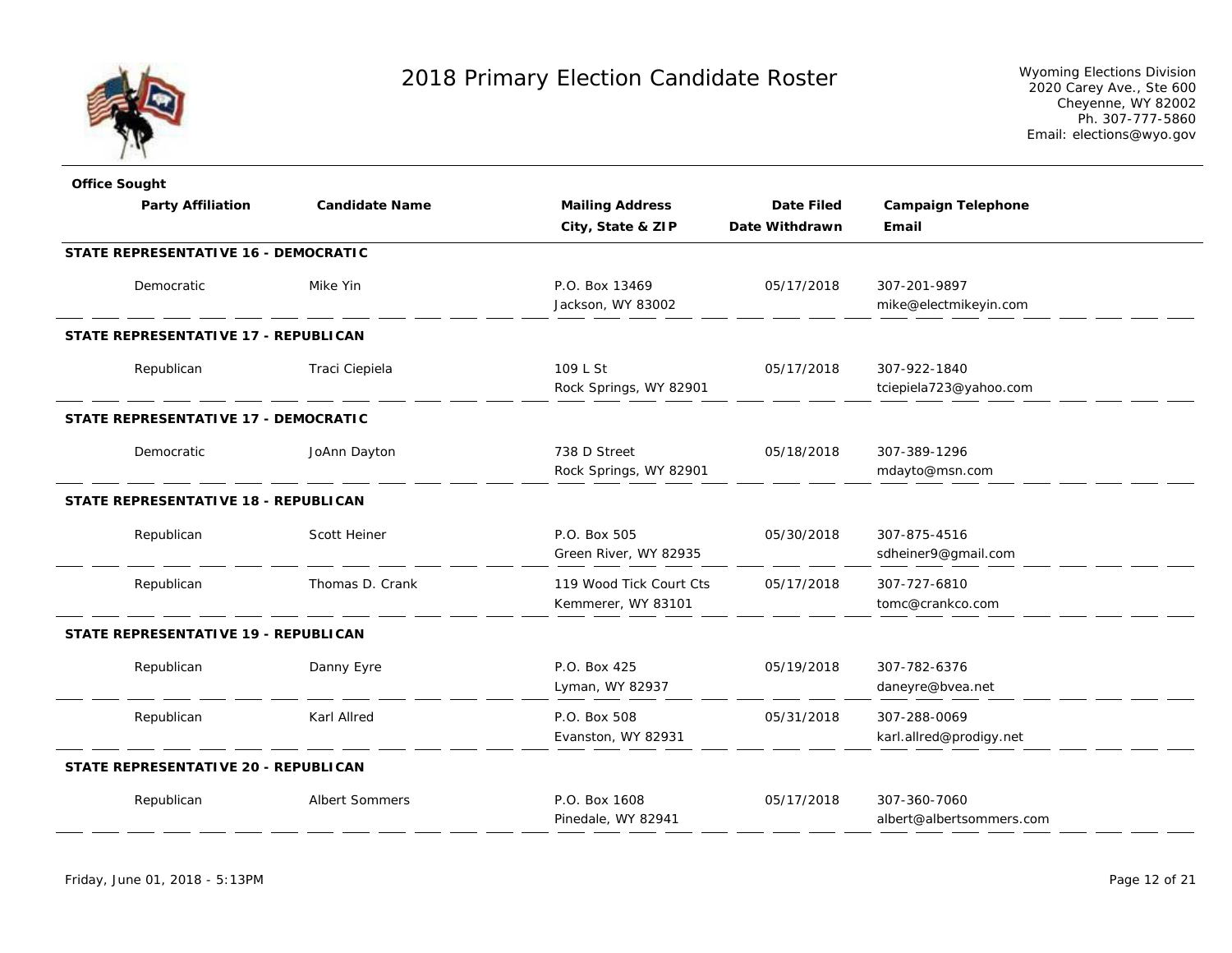# 2018 Primary Election Candidate Roster

Wyoming Elections Division
2020 Carey Ave., Ste 600
Cheyenne, WY 82002
Ph. 307-777-5860
Email: elections@wyo.gov

| Office Sought / Party Affiliation | Candidate Name | Mailing Address / City, State & ZIP | Date Filed / Date Withdrawn | Campaign Telephone / Email |
|---|---|---|---|---|
| **STATE REPRESENTATIVE 16 - DEMOCRATIC** | | | | |
| Democratic | Mike Yin | P.O. Box 13469<br>Jackson, WY 83002 | 05/17/2018 | 307-201-9897<br>mike@electmikeyin.com |
| **STATE REPRESENTATIVE 17 - REPUBLICAN** | | | | |
| Republican | Traci Ciepiela | 109 L St<br>Rock Springs, WY 82901 | 05/17/2018 | 307-922-1840<br>tciepiela723@yahoo.com |
| **STATE REPRESENTATIVE 17 - DEMOCRATIC** | | | | |
| Democratic | JoAnn Dayton | 738 D Street<br>Rock Springs, WY 82901 | 05/18/2018 | 307-389-1296<br>mdayto@msn.com |
| **STATE REPRESENTATIVE 18 - REPUBLICAN** | | | | |
| Republican | Scott Heiner | P.O. Box 505<br>Green River, WY 82935 | 05/30/2018 | 307-875-4516<br>sdheiner9@gmail.com |
| Republican | Thomas D. Crank | 119 Wood Tick Court Cts<br>Kemmerer, WY 83101 | 05/17/2018 | 307-727-6810<br>tomc@crankco.com |
| **STATE REPRESENTATIVE 19 - REPUBLICAN** | | | | |
| Republican | Danny Eyre | P.O. Box 425<br>Lyman, WY 82937 | 05/19/2018 | 307-782-6376<br>daneyre@bvea.net |
| Republican | Karl Allred | P.O. Box 508<br>Evanston, WY 82931 | 05/31/2018 | 307-288-0069<br>karl.allred@prodigy.net |
| **STATE REPRESENTATIVE 20 - REPUBLICAN** | | | | |
| Republican | Albert Sommers | P.O. Box 1608<br>Pinedale, WY 82941 | 05/17/2018 | 307-360-7060<br>albert@albertsommers.com |

Friday, June 01, 2018 - 5:13PM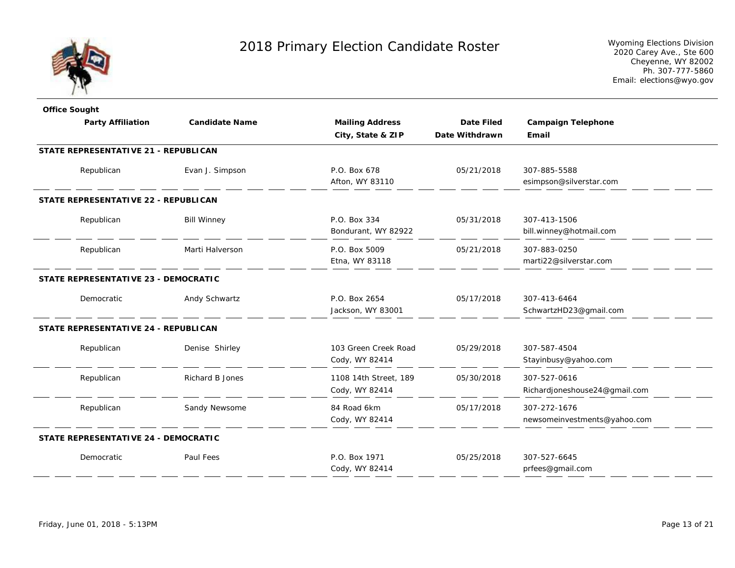# 2018 Primary Election Candidate Roster

Wyoming Elections Division
2020 Carey Ave., Ste 600
Cheyenne, WY 82002
Ph. 307-777-5860
Email: elections@wyo.gov

| Office Sought / Party Affiliation | Candidate Name | Mailing Address / City, State & ZIP | Date Filed / Date Withdrawn | Campaign Telephone / Email |
|---|---|---|---|---|
| **STATE REPRESENTATIVE 21 - REPUBLICAN** | | | | |
| Republican | Evan J. Simpson | P.O. Box 678<br>Afton, WY 83110 | 05/21/2018 | 307-885-5588<br>esimpson@silverstar.com |
| **STATE REPRESENTATIVE 22 - REPUBLICAN** | | | | |
| Republican | Bill Winney | P.O. Box 334<br>Bondurant, WY 82922 | 05/31/2018 | 307-413-1506<br>bill.winney@hotmail.com |
| Republican | Marti Halverson | P.O. Box 5009<br>Etna, WY 83118 | 05/21/2018 | 307-883-0250<br>marti22@silverstar.com |
| **STATE REPRESENTATIVE 23 - DEMOCRATIC** | | | | |
| Democratic | Andy Schwartz | P.O. Box 2654<br>Jackson, WY 83001 | 05/17/2018 | 307-413-6464<br>SchwartzHD23@gmail.com |
| **STATE REPRESENTATIVE 24 - REPUBLICAN** | | | | |
| Republican | Denise Shirley | 103 Green Creek Road<br>Cody, WY 82414 | 05/29/2018 | 307-587-4504<br>Stayinbusy@yahoo.com |
| Republican | Richard B Jones | 1108 14th Street, 189<br>Cody, WY 82414 | 05/30/2018 | 307-527-0616<br>Richardjoneshouse24@gmail.com |
| Republican | Sandy Newsome | 84 Road 6km<br>Cody, WY 82414 | 05/17/2018 | 307-272-1676<br>newsomeinvestments@yahoo.com |
| **STATE REPRESENTATIVE 24 - DEMOCRATIC** | | | | |
| Democratic | Paul Fees | P.O. Box 1971<br>Cody, WY 82414 | 05/25/2018 | 307-527-6645<br>prfees@gmail.com |

Friday, June 01, 2018 - 5:13PM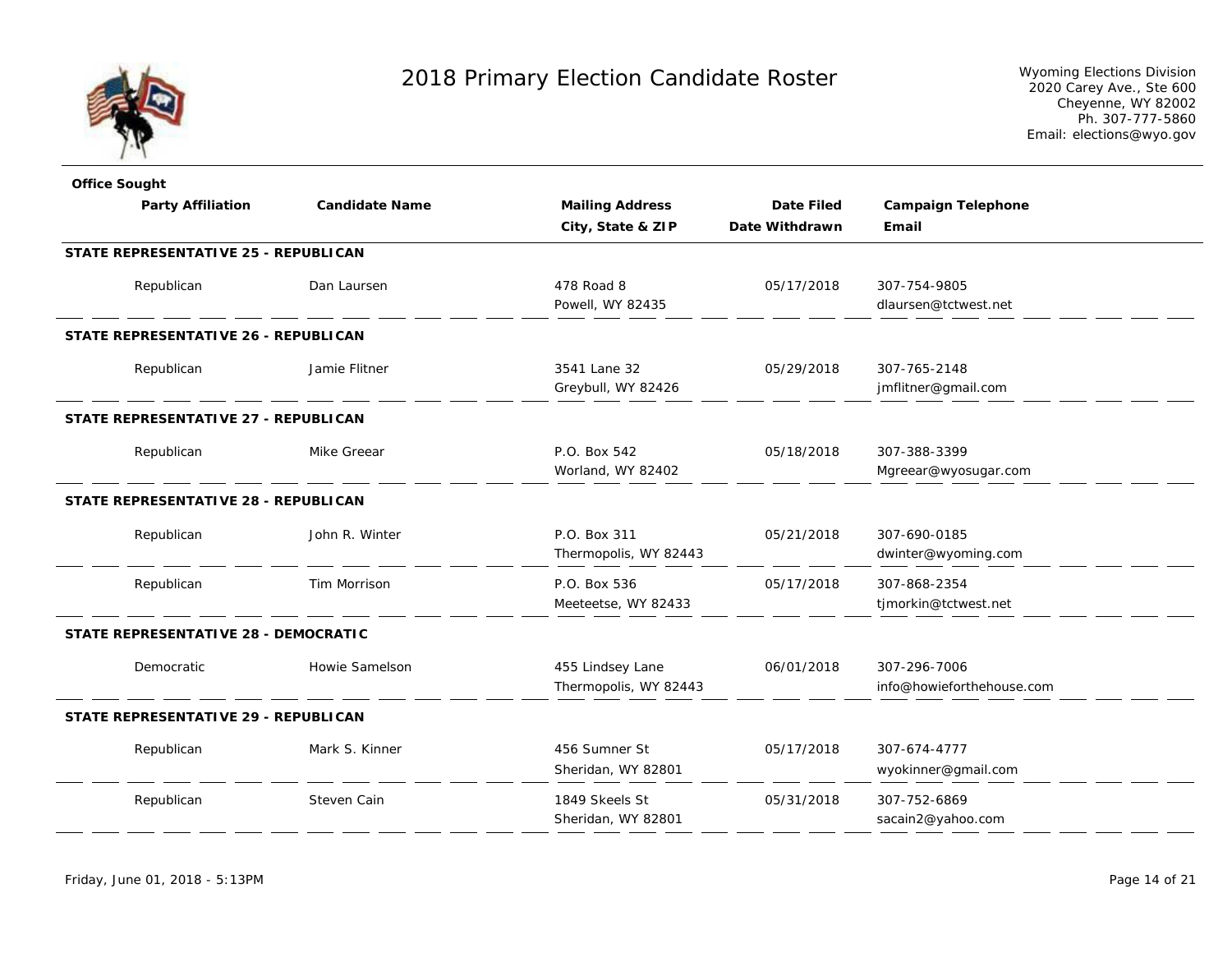# 2018 Primary Election Candidate Roster

Wyoming Elections Division
2020 Carey Ave., Ste 600
Cheyenne, WY 82002
Ph. 307-777-5860
Email: elections@wyo.gov

| Party Affiliation | Candidate Name | Mailing Address / City, State & ZIP | Date Filed / Date Withdrawn | Campaign Telephone / Email |
|---|---|---|---|---|
| **STATE REPRESENTATIVE 25 - REPUBLICAN** | | | | |
| Republican | Dan Laursen | 478 Road 8<br>Powell, WY 82435 | 05/17/2018 | 307-754-9805<br>dlaursen@tctwest.net |
| **STATE REPRESENTATIVE 26 - REPUBLICAN** | | | | |
| Republican | Jamie Flitner | 3541 Lane 32<br>Greybull, WY 82426 | 05/29/2018 | 307-765-2148<br>jmflitner@gmail.com |
| **STATE REPRESENTATIVE 27 - REPUBLICAN** | | | | |
| Republican | Mike Greear | P.O. Box 542<br>Worland, WY 82402 | 05/18/2018 | 307-388-3399<br>Mgreear@wyosugar.com |
| **STATE REPRESENTATIVE 28 - REPUBLICAN** | | | | |
| Republican | John R. Winter | P.O. Box 311<br>Thermopolis, WY 82443 | 05/21/2018 | 307-690-0185<br>dwinter@wyoming.com |
| Republican | Tim Morrison | P.O. Box 536<br>Meeteetse, WY 82433 | 05/17/2018 | 307-868-2354<br>tjmorkin@tctwest.net |
| **STATE REPRESENTATIVE 28 - DEMOCRATIC** | | | | |
| Democratic | Howie Samelson | 455 Lindsey Lane<br>Thermopolis, WY 82443 | 06/01/2018 | 307-296-7006<br>info@howieforthehouse.com |
| **STATE REPRESENTATIVE 29 - REPUBLICAN** | | | | |
| Republican | Mark S. Kinner | 456 Sumner St<br>Sheridan, WY 82801 | 05/17/2018 | 307-674-4777<br>wyokinner@gmail.com |
| Republican | Steven Cain | 1849 Skeels St<br>Sheridan, WY 82801 | 05/31/2018 | 307-752-6869<br>sacain2@yahoo.com |

Friday, June 01, 2018 - 5:13PM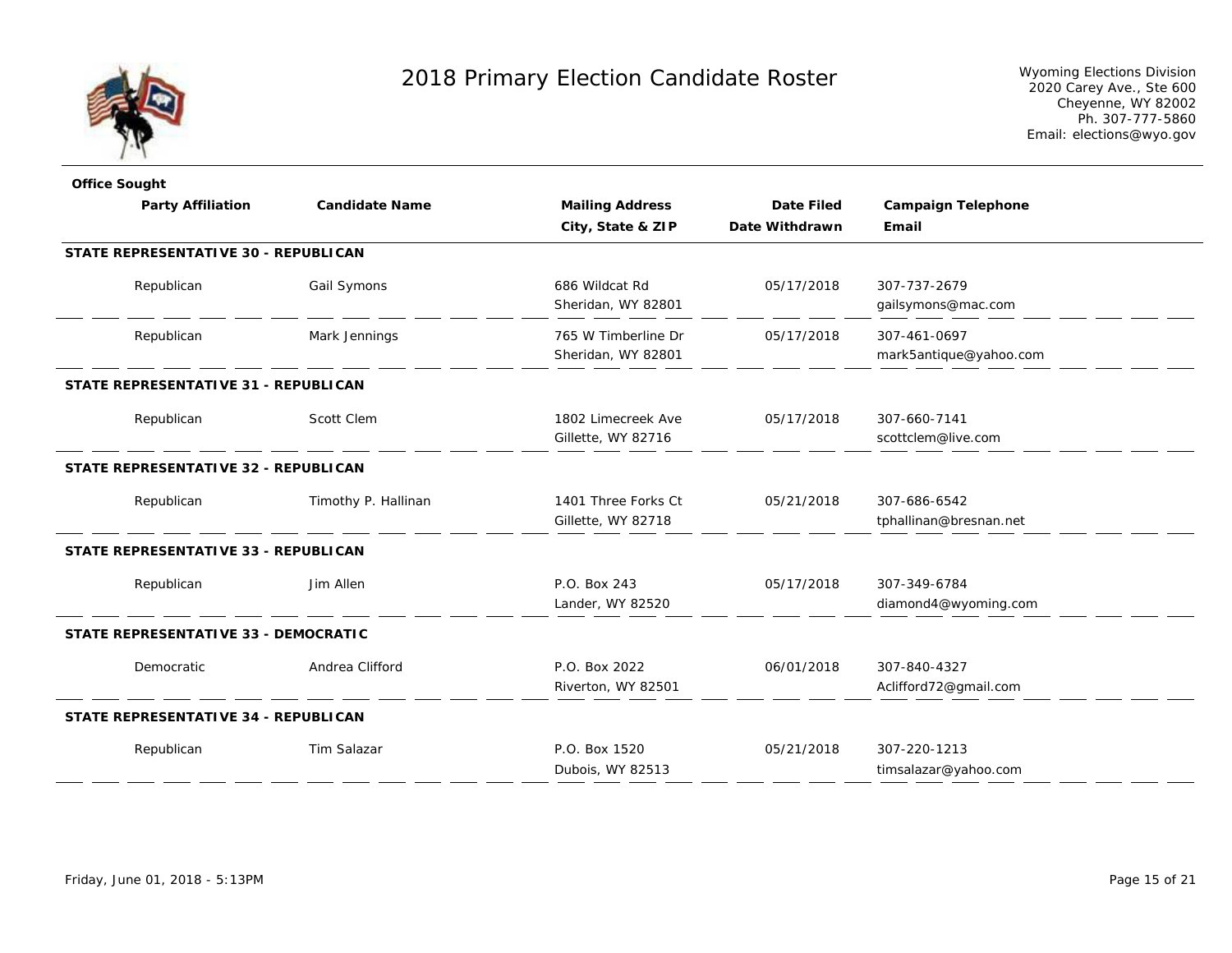# 2018 Primary Election Candidate Roster

Wyoming Elections Division
2020 Carey Ave., Ste 600
Cheyenne, WY 82002
Ph. 307-777-5860
Email: elections@wyo.gov

| Party Affiliation | Candidate Name | Mailing Address / City, State & ZIP | Date Filed / Date Withdrawn | Campaign Telephone / Email |
|---|---|---|---|---|
| **STATE REPRESENTATIVE 30 - REPUBLICAN** | | | | |
| Republican | Gail Symons | 686 Wildcat Rd<br>Sheridan, WY 82801 | 05/17/2018 | 307-737-2679<br>gailsymons@mac.com |
| Republican | Mark Jennings | 765 W Timberline Dr<br>Sheridan, WY 82801 | 05/17/2018 | 307-461-0697<br>mark5antique@yahoo.com |
| **STATE REPRESENTATIVE 31 - REPUBLICAN** | | | | |
| Republican | Scott Clem | 1802 Limecreek Ave<br>Gillette, WY 82716 | 05/17/2018 | 307-660-7141<br>scottclem@live.com |
| **STATE REPRESENTATIVE 32 - REPUBLICAN** | | | | |
| Republican | Timothy P. Hallinan | 1401 Three Forks Ct<br>Gillette, WY 82718 | 05/21/2018 | 307-686-6542<br>tphallinan@bresnan.net |
| **STATE REPRESENTATIVE 33 - REPUBLICAN** | | | | |
| Republican | Jim Allen | P.O. Box 243<br>Lander, WY 82520 | 05/17/2018 | 307-349-6784<br>diamond4@wyoming.com |
| **STATE REPRESENTATIVE 33 - DEMOCRATIC** | | | | |
| Democratic | Andrea Clifford | P.O. Box 2022<br>Riverton, WY 82501 | 06/01/2018 | 307-840-4327<br>Aclifford72@gmail.com |
| **STATE REPRESENTATIVE 34 - REPUBLICAN** | | | | |
| Republican | Tim Salazar | P.O. Box 1520<br>Dubois, WY 82513 | 05/21/2018 | 307-220-1213<br>timsalazar@yahoo.com |

Friday, June 01, 2018 - 5:13PM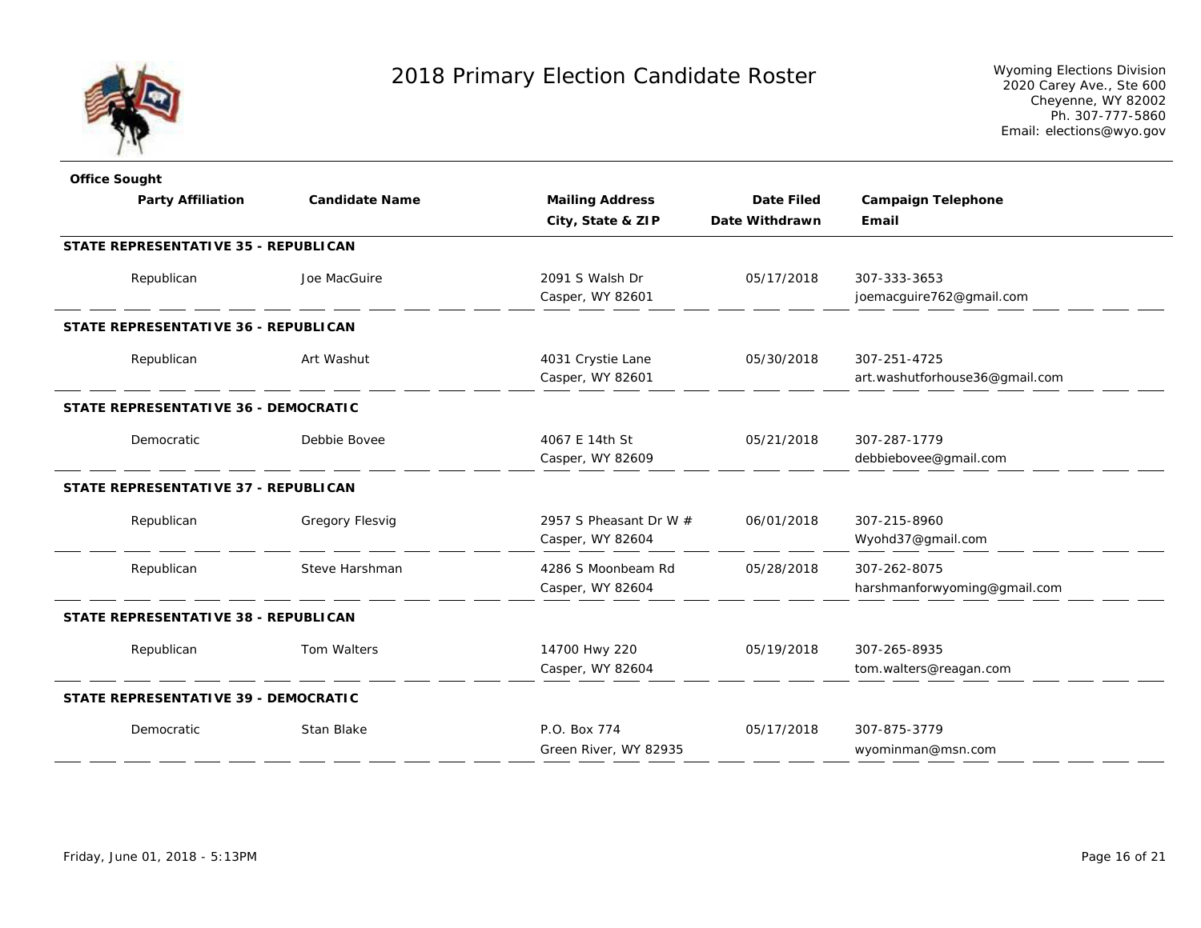# 2018 Primary Election Candidate Roster

Wyoming Elections Division
2020 Carey Ave., Ste 600
Cheyenne, WY 82002
Ph. 307-777-5860
Email: elections@wyo.gov

| Party Affiliation | Candidate Name | Mailing Address / City, State & ZIP | Date Filed / Date Withdrawn | Campaign Telephone / Email |
|---|---|---|---|---|
| **STATE REPRESENTATIVE 35 - REPUBLICAN** | | | | |
| Republican | Joe MacGuire | 2091 S Walsh Dr<br>Casper, WY 82601 | 05/17/2018 | 307-333-3653<br>joemacguire762@gmail.com |
| **STATE REPRESENTATIVE 36 - REPUBLICAN** | | | | |
| Republican | Art Washut | 4031 Crystie Lane<br>Casper, WY 82601 | 05/30/2018 | 307-251-4725<br>art.washutforhouse36@gmail.com |
| **STATE REPRESENTATIVE 36 - DEMOCRATIC** | | | | |
| Democratic | Debbie Bovee | 4067 E 14th St<br>Casper, WY 82609 | 05/21/2018 | 307-287-1779<br>debbiebovee@gmail.com |
| **STATE REPRESENTATIVE 37 - REPUBLICAN** | | | | |
| Republican | Gregory Flesvig | 2957 S Pheasant Dr W #<br>Casper, WY 82604 | 06/01/2018 | 307-215-8960<br>Wyohd37@gmail.com |
| Republican | Steve Harshman | 4286 S Moonbeam Rd<br>Casper, WY 82604 | 05/28/2018 | 307-262-8075<br>harshmanforwyoming@gmail.com |
| **STATE REPRESENTATIVE 38 - REPUBLICAN** | | | | |
| Republican | Tom Walters | 14700 Hwy 220<br>Casper, WY 82604 | 05/19/2018 | 307-265-8935<br>tom.walters@reagan.com |
| **STATE REPRESENTATIVE 39 - DEMOCRATIC** | | | | |
| Democratic | Stan Blake | P.O. Box 774<br>Green River, WY 82935 | 05/17/2018 | 307-875-3779<br>wyominman@msn.com |

Friday, June 01, 2018 - 5:13PM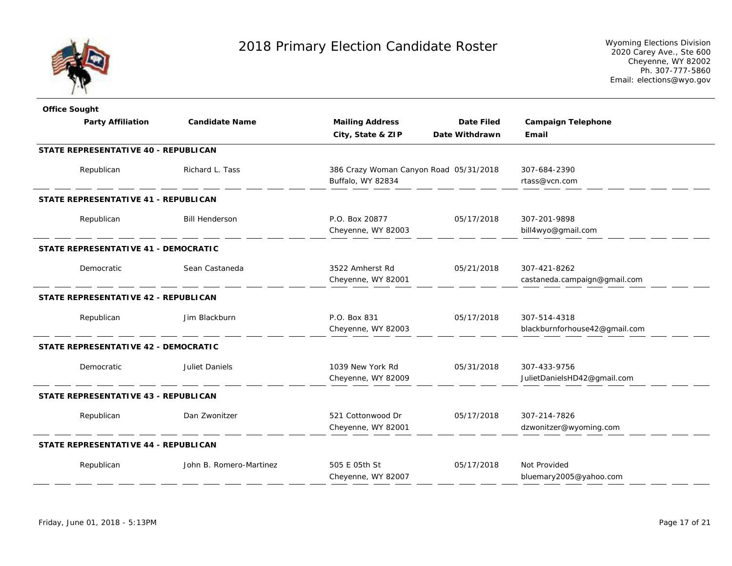# 2018 Primary Election Candidate Roster

Wyoming Elections Division
2020 Carey Ave., Ste 600
Cheyenne, WY 82002
Ph. 307-777-5860
Email: elections@wyo.gov

| Office Sought / Party Affiliation | Candidate Name | Mailing Address / City, State & ZIP | Date Filed / Date Withdrawn | Campaign Telephone / Email |
|---|---|---|---|---|
| **STATE REPRESENTATIVE 40 - REPUBLICAN** | | | | |
| Republican | Richard L. Tass | 386 Crazy Woman Canyon Road<br>Buffalo, WY 82834 | 05/31/2018 | 307-684-2390<br>rtass@vcn.com |
| **STATE REPRESENTATIVE 41 - REPUBLICAN** | | | | |
| Republican | Bill Henderson | P.O. Box 20877<br>Cheyenne, WY 82003 | 05/17/2018 | 307-201-9898<br>bill4wyo@gmail.com |
| **STATE REPRESENTATIVE 41 - DEMOCRATIC** | | | | |
| Democratic | Sean Castaneda | 3522 Amherst Rd<br>Cheyenne, WY 82001 | 05/21/2018 | 307-421-8262<br>castaneda.campaign@gmail.com |
| **STATE REPRESENTATIVE 42 - REPUBLICAN** | | | | |
| Republican | Jim Blackburn | P.O. Box 831<br>Cheyenne, WY 82003 | 05/17/2018 | 307-514-4318<br>blackburnforhouse42@gmail.com |
| **STATE REPRESENTATIVE 42 - DEMOCRATIC** | | | | |
| Democratic | Juliet Daniels | 1039 New York Rd<br>Cheyenne, WY 82009 | 05/31/2018 | 307-433-9756<br>JulietDanielsHD42@gmail.com |
| **STATE REPRESENTATIVE 43 - REPUBLICAN** | | | | |
| Republican | Dan Zwonitzer | 521 Cottonwood Dr<br>Cheyenne, WY 82001 | 05/17/2018 | 307-214-7826<br>dzwonitzer@wyoming.com |
| **STATE REPRESENTATIVE 44 - REPUBLICAN** | | | | |
| Republican | John B. Romero-Martinez | 505 E 05th St<br>Cheyenne, WY 82007 | 05/17/2018 | Not Provided<br>bluemary2005@yahoo.com |

Friday, June 01, 2018 - 5:13PM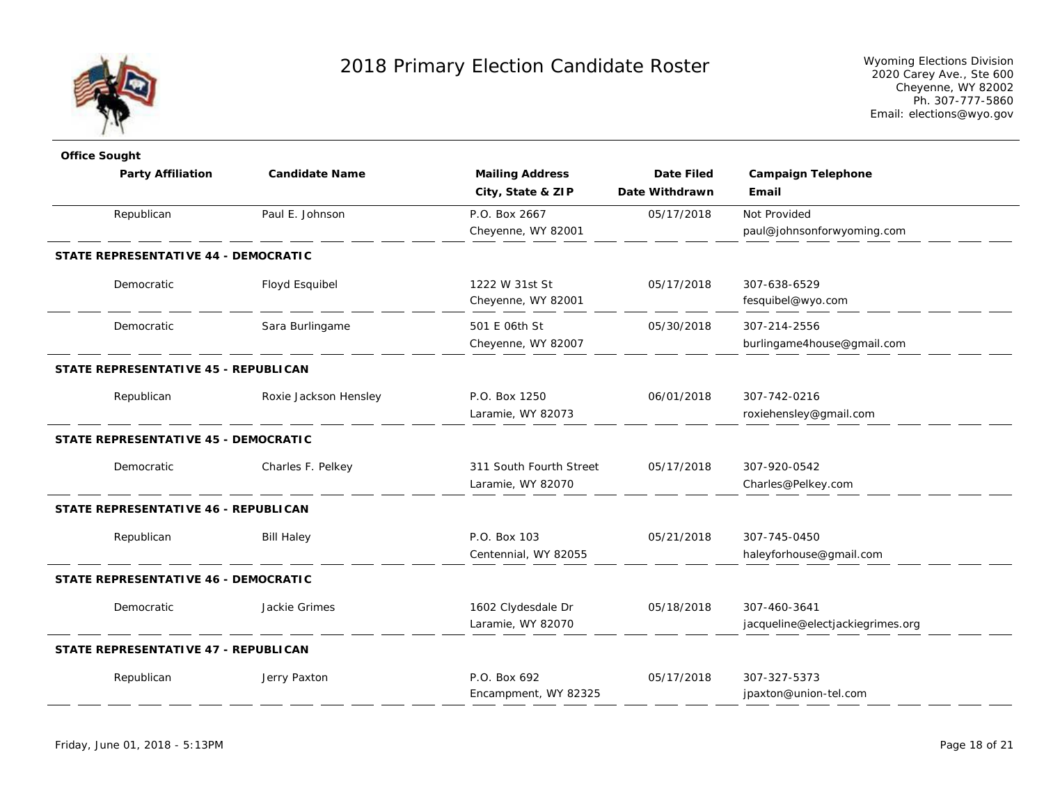# 2018 Primary Election Candidate Roster

Wyoming Elections Division
2020 Carey Ave., Ste 600
Cheyenne, WY 82002
Ph. 307-777-5860
Email: elections@wyo.gov

| Party Affiliation | Candidate Name | Mailing Address<br>City, State & ZIP | Date Filed<br>Date Withdrawn | Campaign Telephone<br>Email |
|---|---|---|---|---|
| Republican | Paul E. Johnson | P.O. Box 2667<br>Cheyenne, WY 82001 | 05/17/2018 | Not Provided<br>paul@johnsonforwyoming.com |
| **STATE REPRESENTATIVE 44 - DEMOCRATIC** | | | | |
| Democratic | Floyd Esquibel | 1222 W 31st St<br>Cheyenne, WY 82001 | 05/17/2018 | 307-638-6529<br>fesquibel@wyo.com |
| Democratic | Sara Burlingame | 501 E 06th St<br>Cheyenne, WY 82007 | 05/30/2018 | 307-214-2556<br>burlingame4house@gmail.com |
| **STATE REPRESENTATIVE 45 - REPUBLICAN** | | | | |
| Republican | Roxie Jackson Hensley | P.O. Box 1250<br>Laramie, WY 82073 | 06/01/2018 | 307-742-0216<br>roxiehensley@gmail.com |
| **STATE REPRESENTATIVE 45 - DEMOCRATIC** | | | | |
| Democratic | Charles F. Pelkey | 311 South Fourth Street<br>Laramie, WY 82070 | 05/17/2018 | 307-920-0542<br>Charles@Pelkey.com |
| **STATE REPRESENTATIVE 46 - REPUBLICAN** | | | | |
| Republican | Bill Haley | P.O. Box 103<br>Centennial, WY 82055 | 05/21/2018 | 307-745-0450<br>haleyforhouse@gmail.com |
| **STATE REPRESENTATIVE 46 - DEMOCRATIC** | | | | |
| Democratic | Jackie Grimes | 1602 Clydesdale Dr<br>Laramie, WY 82070 | 05/18/2018 | 307-460-3641<br>jacqueline@electjackiegrimes.org |
| **STATE REPRESENTATIVE 47 - REPUBLICAN** | | | | |
| Republican | Jerry Paxton | P.O. Box 692<br>Encampment, WY 82325 | 05/17/2018 | 307-327-5373<br>jpaxton@union-tel.com |

Friday, June 01, 2018 - 5:13PM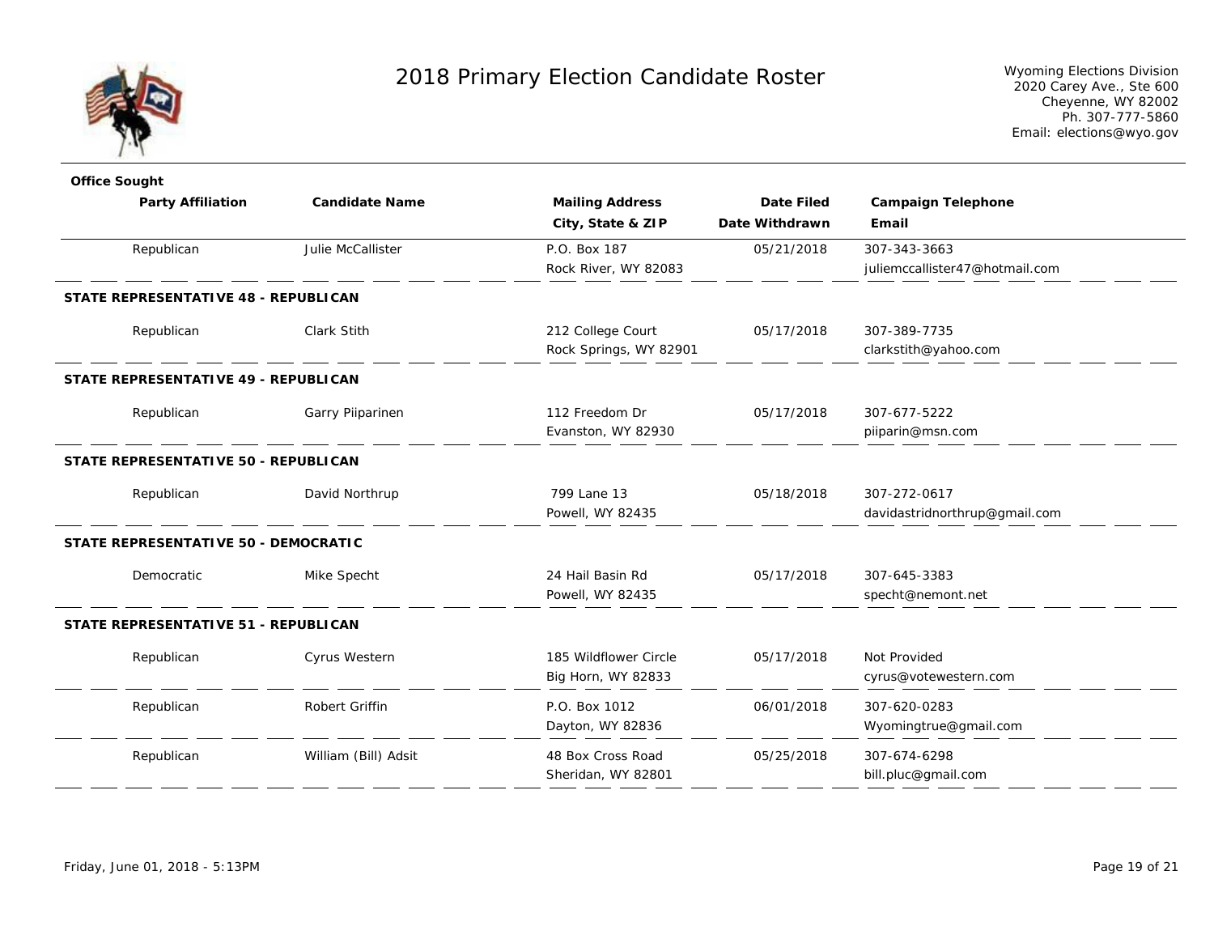# 2018 Primary Election Candidate Roster

Wyoming Elections Division
2020 Carey Ave., Ste 600
Cheyenne, WY 82002
Ph. 307-777-5860
Email: elections@wyo.gov

| Party Affiliation | Candidate Name | Mailing Address / City, State & ZIP | Date Filed / Date Withdrawn | Campaign Telephone / Email |
|---|---|---|---|---|
| Republican | Julie McCallister | P.O. Box 187<br>Rock River, WY 82083 | 05/21/2018 | 307-343-3663<br>juliemccallister47@hotmail.com |
| **STATE REPRESENTATIVE 48 - REPUBLICAN** | | | | |
| Republican | Clark Stith | 212 College Court<br>Rock Springs, WY 82901 | 05/17/2018 | 307-389-7735<br>clarkstith@yahoo.com |
| **STATE REPRESENTATIVE 49 - REPUBLICAN** | | | | |
| Republican | Garry Piiparinen | 112 Freedom Dr<br>Evanston, WY 82930 | 05/17/2018 | 307-677-5222<br>piiparin@msn.com |
| **STATE REPRESENTATIVE 50 - REPUBLICAN** | | | | |
| Republican | David Northrup | 799 Lane 13<br>Powell, WY 82435 | 05/18/2018 | 307-272-0617<br>davidastridnorthrup@gmail.com |
| **STATE REPRESENTATIVE 50 - DEMOCRATIC** | | | | |
| Democratic | Mike Specht | 24 Hail Basin Rd<br>Powell, WY 82435 | 05/17/2018 | 307-645-3383<br>specht@nemont.net |
| **STATE REPRESENTATIVE 51 - REPUBLICAN** | | | | |
| Republican | Cyrus Western | 185 Wildflower Circle<br>Big Horn, WY 82833 | 05/17/2018 | Not Provided<br>cyrus@votewestern.com |
| Republican | Robert Griffin | P.O. Box 1012<br>Dayton, WY 82836 | 06/01/2018 | 307-620-0283<br>Wyomingtrue@gmail.com |
| Republican | William (Bill) Adsit | 48 Box Cross Road<br>Sheridan, WY 82801 | 05/25/2018 | 307-674-6298<br>bill.pluc@gmail.com |

Friday, June 01, 2018 - 5:13PM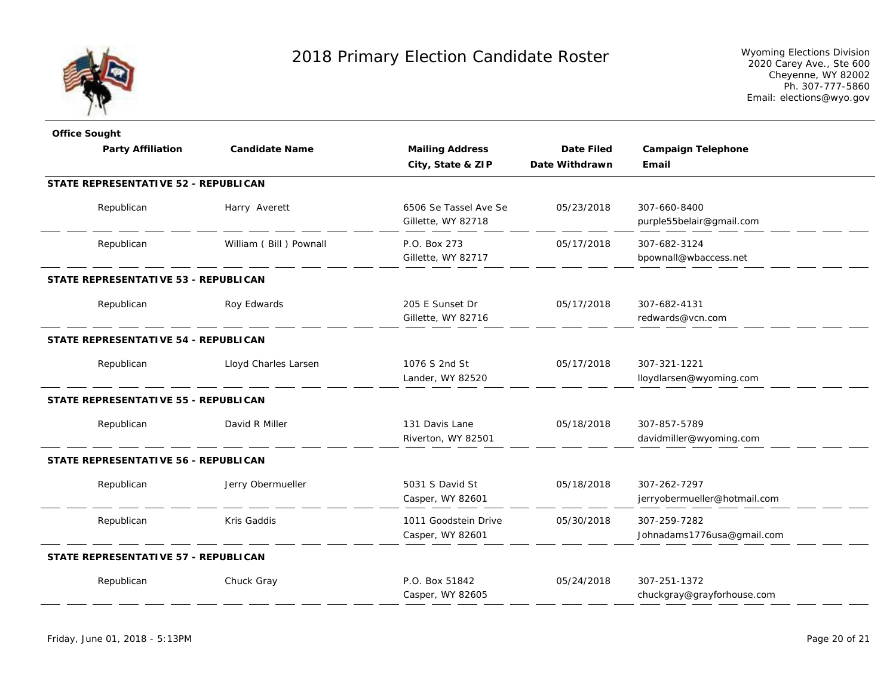# 2018 Primary Election Candidate Roster

Wyoming Elections Division
2020 Carey Ave., Ste 600
Cheyenne, WY 82002
Ph. 307-777-5860
Email: elections@wyo.gov

| Party Affiliation | Candidate Name | Mailing Address / City, State & ZIP | Date Filed / Date Withdrawn | Campaign Telephone / Email |
|---|---|---|---|---|
| **STATE REPRESENTATIVE 52 - REPUBLICAN** | | | | |
| Republican | Harry Averett | 6506 Se Tassel Ave Se<br>Gillette, WY 82718 | 05/23/2018 | 307-660-8400<br>purple55belair@gmail.com |
| Republican | William ( Bill ) Pownall | P.O. Box 273<br>Gillette, WY 82717 | 05/17/2018 | 307-682-3124<br>bpownall@wbaccess.net |
| **STATE REPRESENTATIVE 53 - REPUBLICAN** | | | | |
| Republican | Roy Edwards | 205 E Sunset Dr<br>Gillette, WY 82716 | 05/17/2018 | 307-682-4131<br>redwards@vcn.com |
| **STATE REPRESENTATIVE 54 - REPUBLICAN** | | | | |
| Republican | Lloyd Charles Larsen | 1076 S 2nd St<br>Lander, WY 82520 | 05/17/2018 | 307-321-1221<br>lloydlarsen@wyoming.com |
| **STATE REPRESENTATIVE 55 - REPUBLICAN** | | | | |
| Republican | David R Miller | 131 Davis Lane<br>Riverton, WY 82501 | 05/18/2018 | 307-857-5789<br>davidmiller@wyoming.com |
| **STATE REPRESENTATIVE 56 - REPUBLICAN** | | | | |
| Republican | Jerry Obermueller | 5031 S David St<br>Casper, WY 82601 | 05/18/2018 | 307-262-7297<br>jerryobermueller@hotmail.com |
| Republican | Kris Gaddis | 1011 Goodstein Drive<br>Casper, WY 82601 | 05/30/2018 | 307-259-7282<br>Johnadams1776usa@gmail.com |
| **STATE REPRESENTATIVE 57 - REPUBLICAN** | | | | |
| Republican | Chuck Gray | P.O. Box 51842<br>Casper, WY 82605 | 05/24/2018 | 307-251-1372<br>chuckgray@grayforhouse.com |

Friday, June 01, 2018 - 5:13PM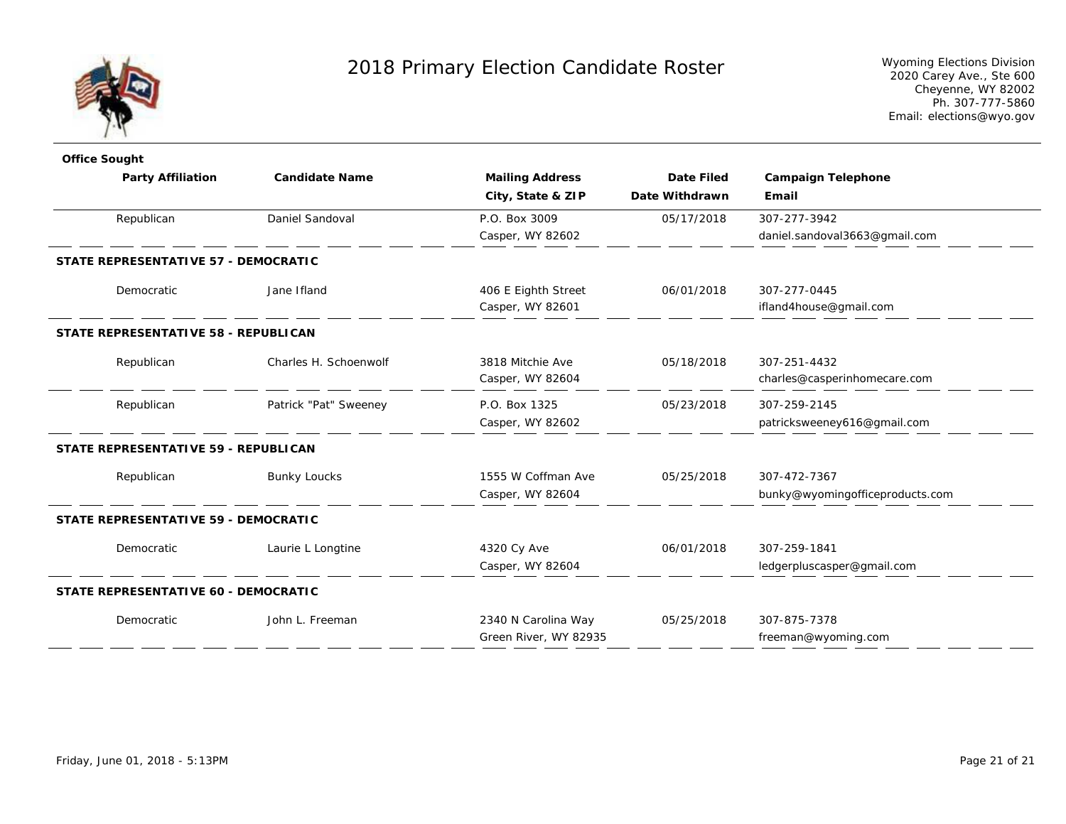# 2018 Primary Election Candidate Roster

Wyoming Elections Division
2020 Carey Ave., Ste 600
Cheyenne, WY 82002
Ph. 307-777-5860
Email: elections@wyo.gov

| Party Affiliation | Candidate Name | Mailing Address / City, State & ZIP | Date Filed / Date Withdrawn | Campaign Telephone / Email |
|---|---|---|---|---|
| Republican | Daniel Sandoval | P.O. Box 3009<br>Casper, WY 82602 | 05/17/2018 | 307-277-3942<br>daniel.sandoval3663@gmail.com |
| **STATE REPRESENTATIVE 57 - DEMOCRATIC** | | | | |
| Democratic | Jane Ifland | 406 E Eighth Street<br>Casper, WY 82601 | 06/01/2018 | 307-277-0445<br>ifland4house@gmail.com |
| **STATE REPRESENTATIVE 58 - REPUBLICAN** | | | | |
| Republican | Charles H. Schoenwolf | 3818 Mitchie Ave<br>Casper, WY 82604 | 05/18/2018 | 307-251-4432<br>charles@casperinhomecare.com |
| Republican | Patrick "Pat" Sweeney | P.O. Box 1325<br>Casper, WY 82602 | 05/23/2018 | 307-259-2145<br>patricksweeney616@gmail.com |
| **STATE REPRESENTATIVE 59 - REPUBLICAN** | | | | |
| Republican | Bunky Loucks | 1555 W Coffman Ave<br>Casper, WY 82604 | 05/25/2018 | 307-472-7367<br>bunky@wyomingofficeproducts.com |
| **STATE REPRESENTATIVE 59 - DEMOCRATIC** | | | | |
| Democratic | Laurie L Longtine | 4320 Cy Ave<br>Casper, WY 82604 | 06/01/2018 | 307-259-1841<br>ledgerpluscasper@gmail.com |
| **STATE REPRESENTATIVE 60 - DEMOCRATIC** | | | | |
| Democratic | John L. Freeman | 2340 N Carolina Way<br>Green River, WY 82935 | 05/25/2018 | 307-875-7378<br>freeman@wyoming.com |

Friday, June 01, 2018 - 5:13PM